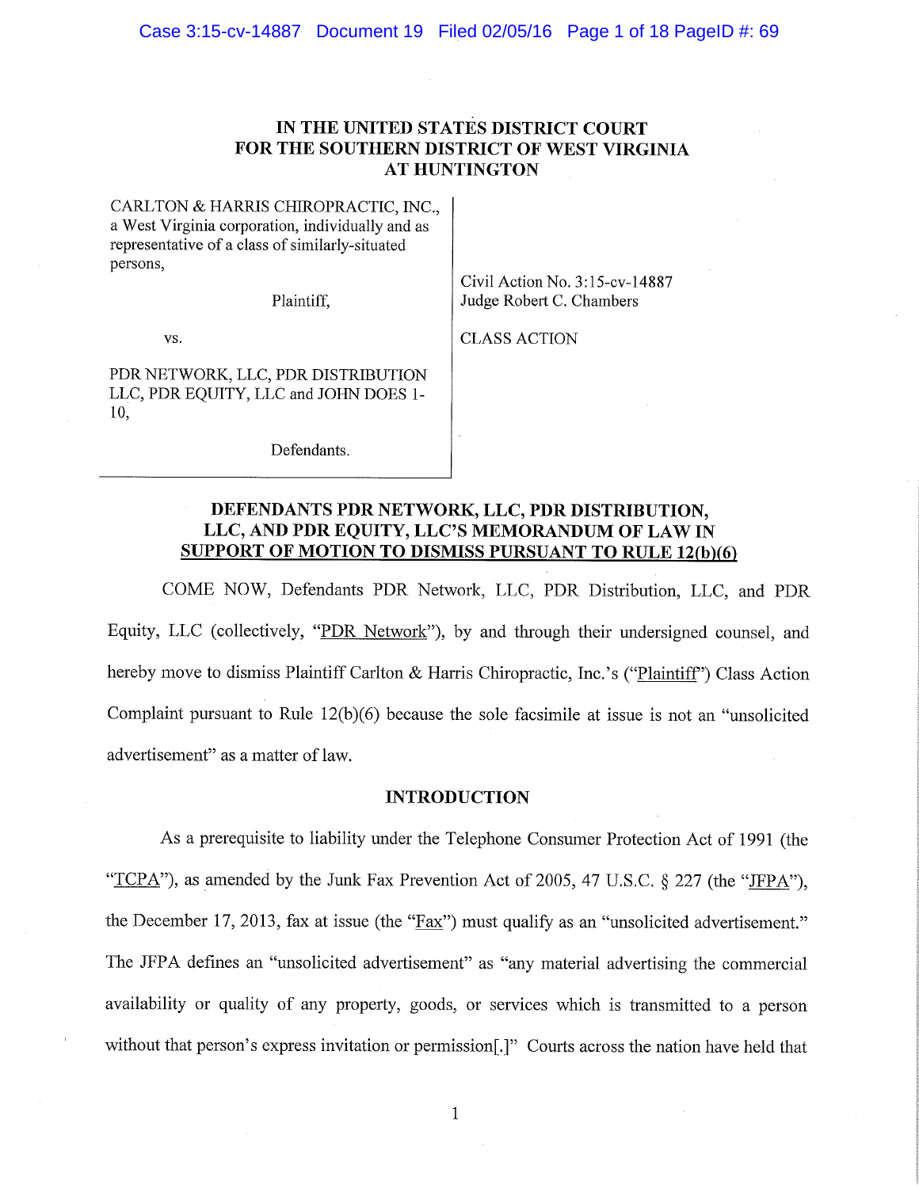# IN THE UNITED STATES DISTRICT COURT
# FOR THE SOUTHERN DISTRICT OF WEST VIRGINIA
# AT HUNTINGTON

CARLTON & HARRIS CHIROPRACTIC, INC., a West Virginia corporation, individually and as representative of a class of similarly-situated persons,

Plaintiff,

vs.

PDR NETWORK, LLC, PDR DISTRIBUTION LLC, PDR EQUITY, LLC and JOHN DOES 1-10,

Defendants.

Civil Action No. 3:15-cv-14887
Judge Robert C. Chambers

CLASS ACTION

## DEFENDANTS PDR NETWORK, LLC, PDR DISTRIBUTION, LLC, AND PDR EQUITY, LLC'S MEMORANDUM OF LAW IN SUPPORT OF MOTION TO DISMISS PURSUANT TO RULE 12(b)(6)

COME NOW, Defendants PDR Network, LLC, PDR Distribution, LLC, and PDR Equity, LLC (collectively, "PDR Network"), by and through their undersigned counsel, and hereby move to dismiss Plaintiff Carlton & Harris Chiropractic, Inc.'s ("Plaintiff") Class Action Complaint pursuant to Rule 12(b)(6) because the sole facsimile at issue is not an "unsolicited advertisement" as a matter of law.

## INTRODUCTION

As a prerequisite to liability under the Telephone Consumer Protection Act of 1991 (the "TCPA"), as amended by the Junk Fax Prevention Act of 2005, 47 U.S.C. § 227 (the "JFPA"), the December 17, 2013, fax at issue (the "Fax") must qualify as an "unsolicited advertisement." The JFPA defines an "unsolicited advertisement" as "any material advertising the commercial availability or quality of any property, goods, or services which is transmitted to a person without that person's express invitation or permission[.]" Courts across the nation have held that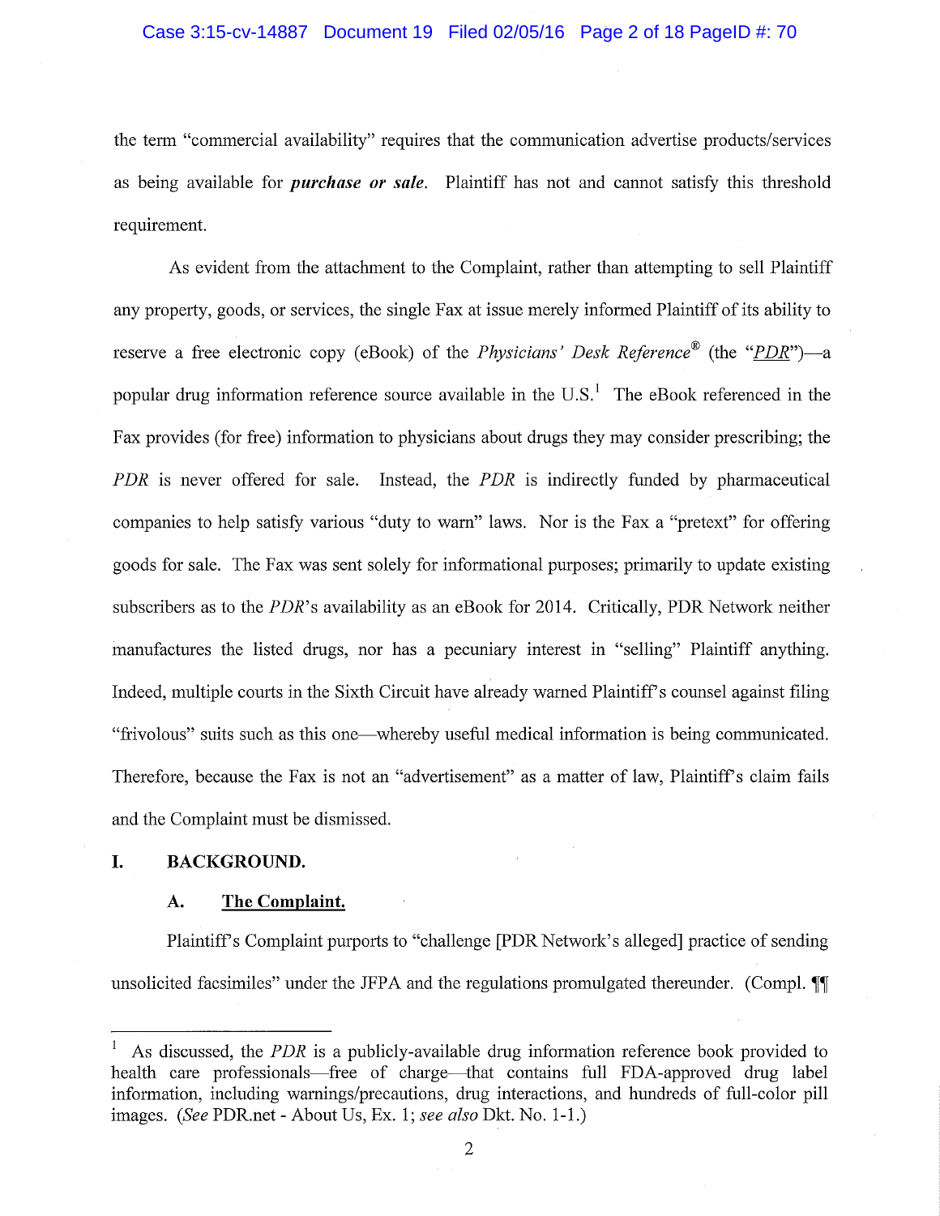the term "commercial availability" requires that the communication advertise products/services as being available for ***purchase or sale***. Plaintiff has not and cannot satisfy this threshold requirement.

As evident from the attachment to the Complaint, rather than attempting to sell Plaintiff any property, goods, or services, the single Fax at issue merely informed Plaintiff of its ability to reserve a free electronic copy (eBook) of the *Physicians' Desk Reference*® (the "*PDR*")—a popular drug information reference source available in the U.S.[1] The eBook referenced in the Fax provides (for free) information to physicians about drugs they may consider prescribing; the *PDR* is never offered for sale. Instead, the *PDR* is indirectly funded by pharmaceutical companies to help satisfy various "duty to warn" laws. Nor is the Fax a "pretext" for offering goods for sale. The Fax was sent solely for informational purposes; primarily to update existing subscribers as to the *PDR*'s availability as an eBook for 2014. Critically, PDR Network neither manufactures the listed drugs, nor has a pecuniary interest in "selling" Plaintiff anything. Indeed, multiple courts in the Sixth Circuit have already warned Plaintiff's counsel against filing "frivolous" suits such as this one—whereby useful medical information is being communicated. Therefore, because the Fax is not an "advertisement" as a matter of law, Plaintiff's claim fails and the Complaint must be dismissed.

## I. BACKGROUND.

### A. The Complaint.

Plaintiff's Complaint purports to "challenge [PDR Network's alleged] practice of sending unsolicited facsimiles" under the JFPA and the regulations promulgated thereunder. (Compl. ¶¶

---

[1] As discussed, the *PDR* is a publicly-available drug information reference book provided to health care professionals—free of charge—that contains full FDA-approved drug label information, including warnings/precautions, drug interactions, and hundreds of full-color pill images. (*See* PDR.net - About Us, Ex. 1; *see also* Dkt. No. 1-1.)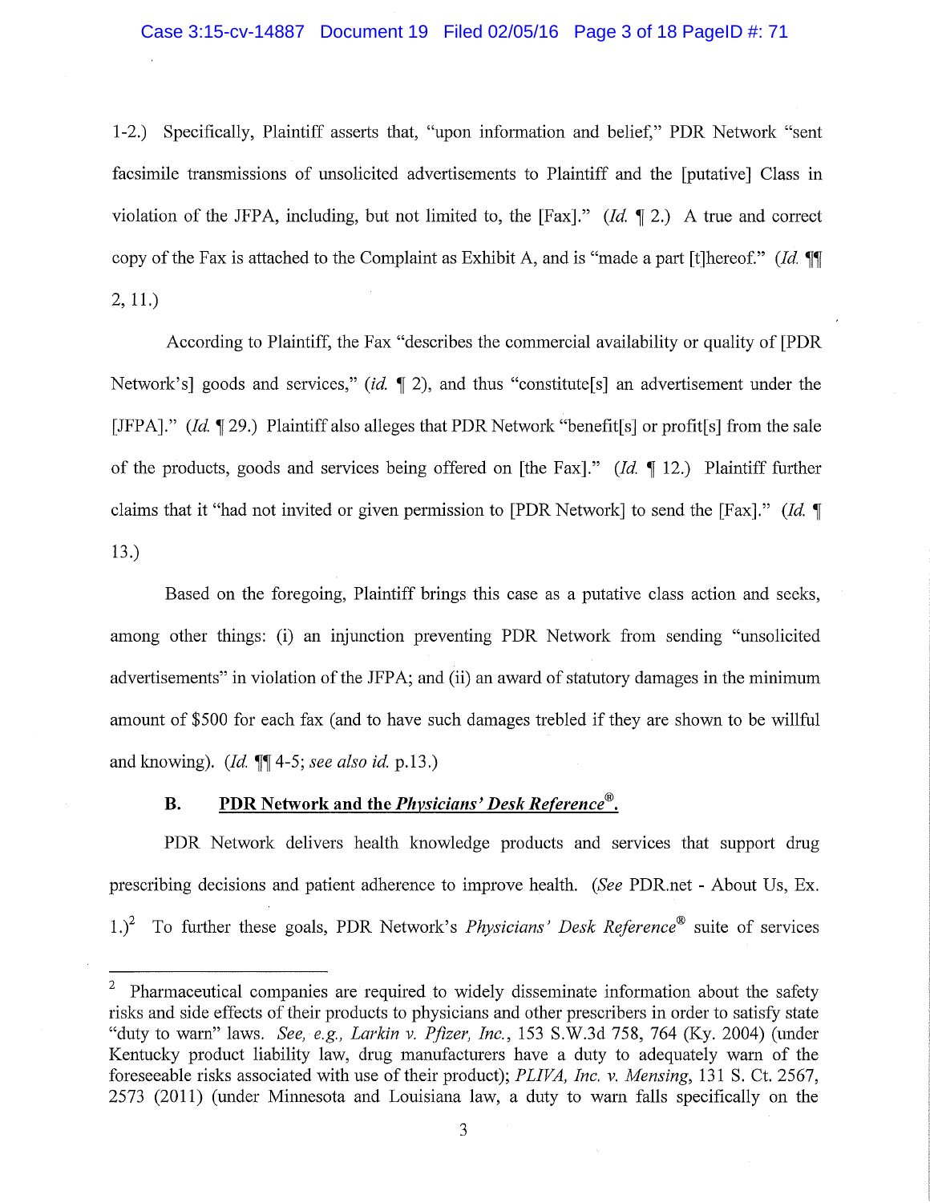1-2.) Specifically, Plaintiff asserts that, "upon information and belief," PDR Network "sent facsimile transmissions of unsolicited advertisements to Plaintiff and the [putative] Class in violation of the JFPA, including, but not limited to, the [Fax]." (*Id.* ¶ 2.) A true and correct copy of the Fax is attached to the Complaint as Exhibit A, and is "made a part [t]hereof." (*Id.* ¶¶ 2, 11.)

According to Plaintiff, the Fax "describes the commercial availability or quality of [PDR Network's] goods and services," (*id.* ¶ 2), and thus "constitute[s] an advertisement under the [JFPA]." (*Id.* ¶ 29.) Plaintiff also alleges that PDR Network "benefit[s] or profit[s] from the sale of the products, goods and services being offered on [the Fax]." (*Id.* ¶ 12.) Plaintiff further claims that it "had not invited or given permission to [PDR Network] to send the [Fax]." (*Id.* ¶ 13.)

Based on the foregoing, Plaintiff brings this case as a putative class action and seeks, among other things: (i) an injunction preventing PDR Network from sending "unsolicited advertisements" in violation of the JFPA; and (ii) an award of statutory damages in the minimum amount of $500 for each fax (and to have such damages trebled if they are shown to be willful and knowing). (*Id.* ¶¶ 4-5; *see also id.* p.13.)

### B. PDR Network and the *Physicians' Desk Reference®*.

PDR Network delivers health knowledge products and services that support drug prescribing decisions and patient adherence to improve health. (*See* PDR.net - About Us, Ex. 1.)[2] To further these goals, PDR Network's *Physicians' Desk Reference®* suite of services

---

[2] Pharmaceutical companies are required to widely disseminate information about the safety risks and side effects of their products to physicians and other prescribers in order to satisfy state "duty to warn" laws. *See, e.g., Larkin v. Pfizer, Inc.*, 153 S.W.3d 758, 764 (Ky. 2004) (under Kentucky product liability law, drug manufacturers have a duty to adequately warn of the foreseeable risks associated with use of their product); *PLIVA, Inc. v. Mensing*, 131 S. Ct. 2567, 2573 (2011) (under Minnesota and Louisiana law, a duty to warn falls specifically on the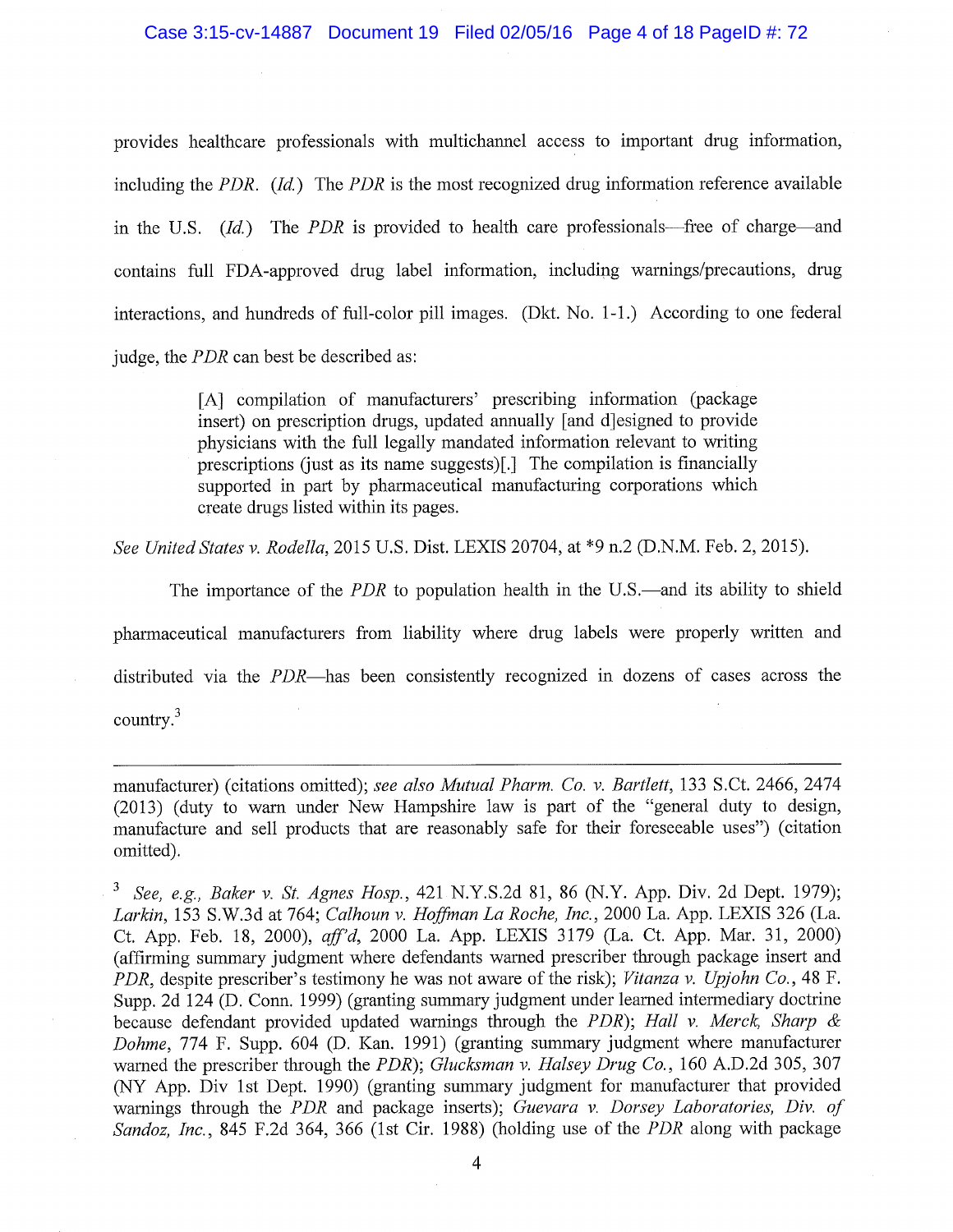provides healthcare professionals with multichannel access to important drug information, including the *PDR*. (*Id.*) The *PDR* is the most recognized drug information reference available in the U.S. (*Id.*) The *PDR* is provided to health care professionals—free of charge—and contains full FDA-approved drug label information, including warnings/precautions, drug interactions, and hundreds of full-color pill images. (Dkt. No. 1-1.) According to one federal judge, the *PDR* can best be described as:

> [A] compilation of manufacturers' prescribing information (package insert) on prescription drugs, updated annually [and d]esigned to provide physicians with the full legally mandated information relevant to writing prescriptions (just as its name suggests)[.] The compilation is financially supported in part by pharmaceutical manufacturing corporations which create drugs listed within its pages.

*See United States v. Rodella*, 2015 U.S. Dist. LEXIS 20704, at *9 n.2 (D.N.M. Feb. 2, 2015).

The importance of the *PDR* to population health in the U.S.—and its ability to shield pharmaceutical manufacturers from liability where drug labels were properly written and distributed via the *PDR*—has been consistently recognized in dozens of cases across the country.[3]

---

manufacturer) (citations omitted); *see also Mutual Pharm. Co. v. Bartlett*, 133 S.Ct. 2466, 2474 (2013) (duty to warn under New Hampshire law is part of the "general duty to design, manufacture and sell products that are reasonably safe for their foreseeable uses") (citation omitted).

[3] *See, e.g., Baker v. St. Agnes Hosp.*, 421 N.Y.S.2d 81, 86 (N.Y. App. Div. 2d Dept. 1979); *Larkin*, 153 S.W.3d at 764; *Calhoun v. Hoffman La Roche, Inc.*, 2000 La. App. LEXIS 326 (La. Ct. App. Feb. 18, 2000), *aff'd*, 2000 La. App. LEXIS 3179 (La. Ct. App. Mar. 31, 2000) (affirming summary judgment where defendants warned prescriber through package insert and *PDR*, despite prescriber's testimony he was not aware of the risk); *Vitanza v. Upjohn Co.*, 48 F. Supp. 2d 124 (D. Conn. 1999) (granting summary judgment under learned intermediary doctrine because defendant provided updated warnings through the *PDR*); *Hall v. Merck, Sharp & Dohme*, 774 F. Supp. 604 (D. Kan. 1991) (granting summary judgment where manufacturer warned the prescriber through the *PDR*); *Glucksman v. Halsey Drug Co.*, 160 A.D.2d 305, 307 (NY App. Div 1st Dept. 1990) (granting summary judgment for manufacturer that provided warnings through the *PDR* and package inserts); *Guevara v. Dorsey Laboratories, Div. of Sandoz, Inc.*, 845 F.2d 364, 366 (1st Cir. 1988) (holding use of the *PDR* along with package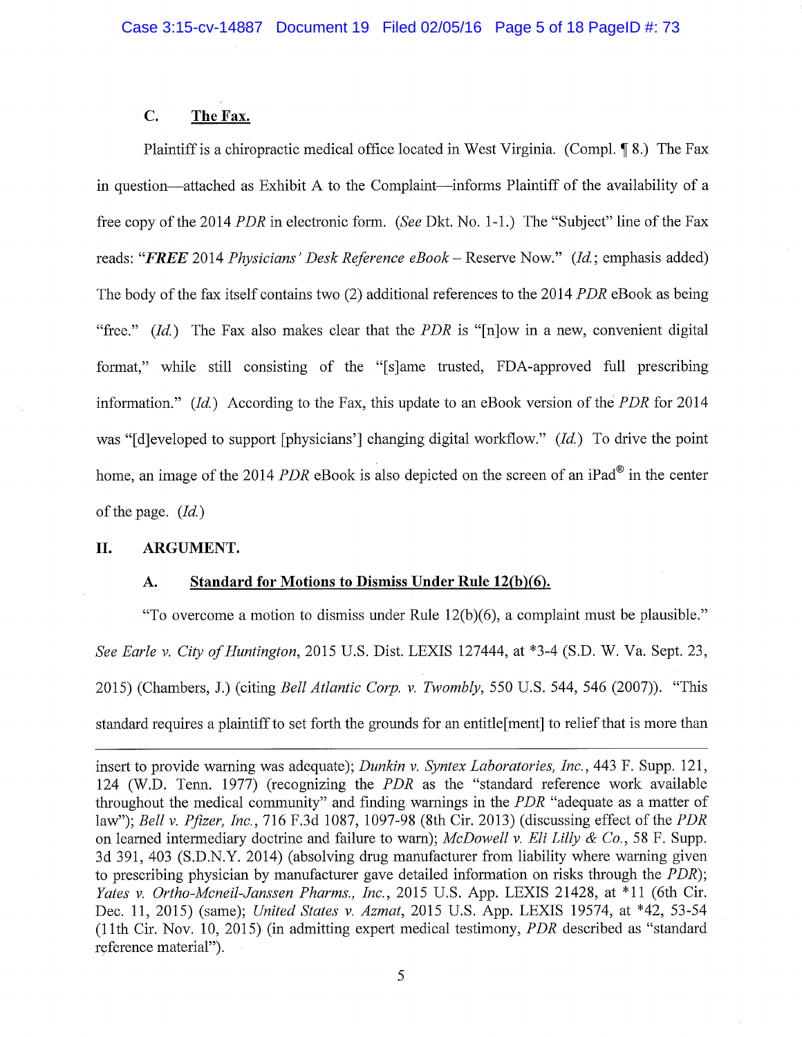### C. The Fax.

Plaintiff is a chiropractic medical office located in West Virginia. (Compl. ¶ 8.) The Fax in question—attached as Exhibit A to the Complaint—informs Plaintiff of the availability of a free copy of the 2014 *PDR* in electronic form. (*See* Dkt. No. 1-1.) The "Subject" line of the Fax reads: "***FREE*** 2014 *Physicians' Desk Reference eBook* – Reserve Now." (*Id.*; emphasis added) The body of the fax itself contains two (2) additional references to the 2014 *PDR* eBook as being "free." (*Id.*) The Fax also makes clear that the *PDR* is "[n]ow in a new, convenient digital format," while still consisting of the "[s]ame trusted, FDA-approved full prescribing information." (*Id.*) According to the Fax, this update to an eBook version of the *PDR* for 2014 was "[d]eveloped to support [physicians'] changing digital workflow." (*Id.*) To drive the point home, an image of the 2014 *PDR* eBook is also depicted on the screen of an iPad® in the center of the page. (*Id.*)

## II. ARGUMENT.

### A. Standard for Motions to Dismiss Under Rule 12(b)(6).

"To overcome a motion to dismiss under Rule 12(b)(6), a complaint must be plausible." *See Earle v. City of Huntington*, 2015 U.S. Dist. LEXIS 127444, at *3-4 (S.D. W. Va. Sept. 23, 2015) (Chambers, J.) (citing *Bell Atlantic Corp. v. Twombly*, 550 U.S. 544, 546 (2007)). "This standard requires a plaintiff to set forth the grounds for an entitle[ment] to relief that is more than

---

insert to provide warning was adequate); *Dunkin v. Syntex Laboratories, Inc.*, 443 F. Supp. 121, 124 (W.D. Tenn. 1977) (recognizing the *PDR* as the "standard reference work available throughout the medical community" and finding warnings in the *PDR* "adequate as a matter of law"); *Bell v. Pfizer, Inc.*, 716 F.3d 1087, 1097-98 (8th Cir. 2013) (discussing effect of the *PDR* on learned intermediary doctrine and failure to warn); *McDowell v. Eli Lilly & Co.*, 58 F. Supp. 3d 391, 403 (S.D.N.Y. 2014) (absolving drug manufacturer from liability where warning given to prescribing physician by manufacturer gave detailed information on risks through the *PDR*); *Yates v. Ortho-Mcneil-Janssen Pharms., Inc.*, 2015 U.S. App. LEXIS 21428, at *11 (6th Cir. Dec. 11, 2015) (same); *United States v. Azmat*, 2015 U.S. App. LEXIS 19574, at *42, 53-54 (11th Cir. Nov. 10, 2015) (in admitting expert medical testimony, *PDR* described as "standard reference material").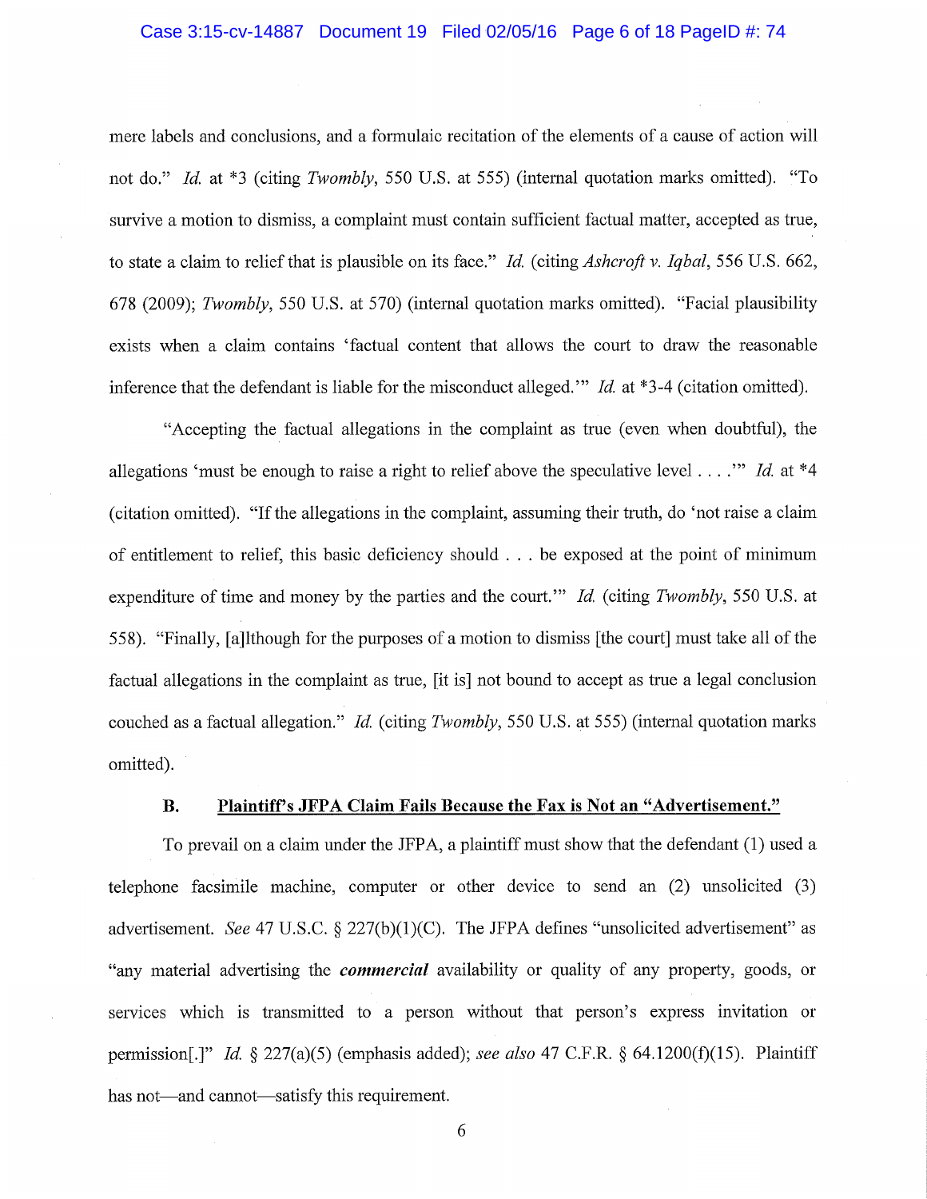mere labels and conclusions, and a formulaic recitation of the elements of a cause of action will not do." *Id.* at *3 (citing *Twombly*, 550 U.S. at 555) (internal quotation marks omitted). "To survive a motion to dismiss, a complaint must contain sufficient factual matter, accepted as true, to state a claim to relief that is plausible on its face." *Id.* (citing *Ashcroft v. Iqbal*, 556 U.S. 662, 678 (2009); *Twombly*, 550 U.S. at 570) (internal quotation marks omitted). "Facial plausibility exists when a claim contains 'factual content that allows the court to draw the reasonable inference that the defendant is liable for the misconduct alleged.'" *Id.* at *3-4 (citation omitted).

"Accepting the factual allegations in the complaint as true (even when doubtful), the allegations 'must be enough to raise a right to relief above the speculative level . . . .'" *Id.* at *4 (citation omitted). "If the allegations in the complaint, assuming their truth, do 'not raise a claim of entitlement to relief, this basic deficiency should . . . be exposed at the point of minimum expenditure of time and money by the parties and the court.'" *Id.* (citing *Twombly*, 550 U.S. at 558). "Finally, [a]lthough for the purposes of a motion to dismiss [the court] must take all of the factual allegations in the complaint as true, [it is] not bound to accept as true a legal conclusion couched as a factual allegation." *Id.* (citing *Twombly*, 550 U.S. at 555) (internal quotation marks omitted).

### B. Plaintiff's JFPA Claim Fails Because the Fax is Not an "Advertisement."

To prevail on a claim under the JFPA, a plaintiff must show that the defendant (1) used a telephone facsimile machine, computer or other device to send an (2) unsolicited (3) advertisement. *See* 47 U.S.C. § 227(b)(1)(C). The JFPA defines "unsolicited advertisement" as "any material advertising the ***commercial*** availability or quality of any property, goods, or services which is transmitted to a person without that person's express invitation or permission[.]" *Id.* § 227(a)(5) (emphasis added); *see also* 47 C.F.R. § 64.1200(f)(15). Plaintiff has not—and cannot—satisfy this requirement.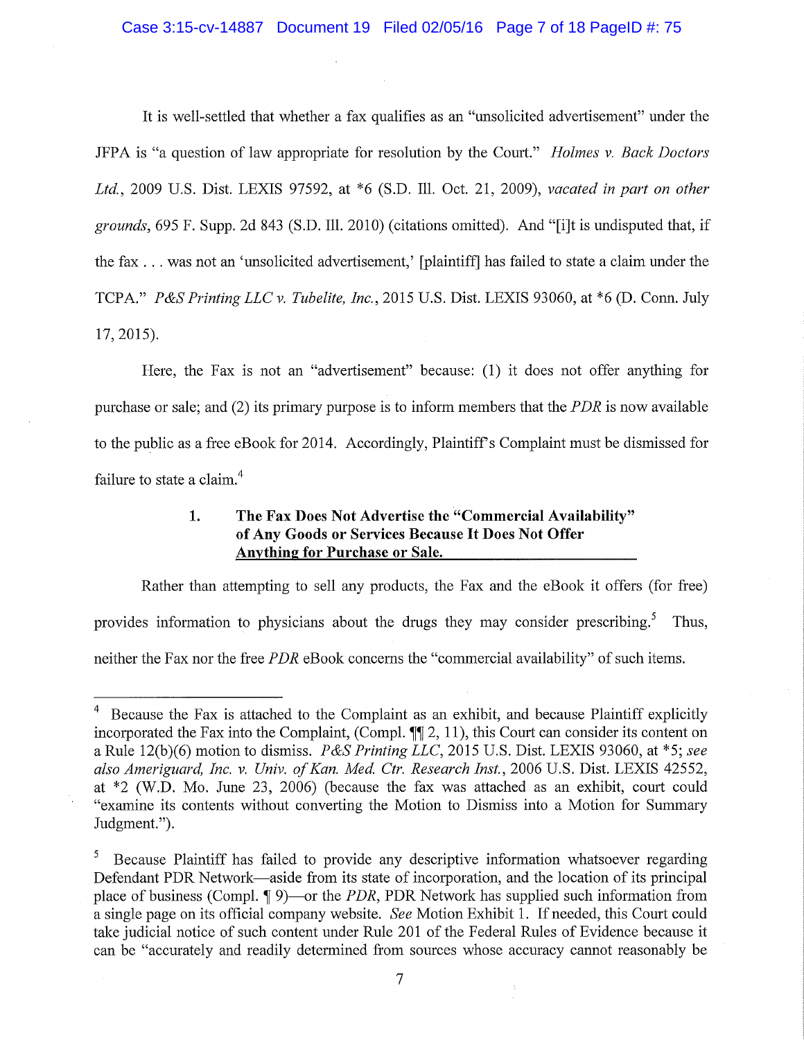It is well-settled that whether a fax qualifies as an "unsolicited advertisement" under the JFPA is "a question of law appropriate for resolution by the Court." *Holmes v. Back Doctors Ltd.*, 2009 U.S. Dist. LEXIS 97592, at *6 (S.D. Ill. Oct. 21, 2009), *vacated in part on other grounds*, 695 F. Supp. 2d 843 (S.D. Ill. 2010) (citations omitted). And "[i]t is undisputed that, if the fax . . . was not an 'unsolicited advertisement,' [plaintiff] has failed to state a claim under the TCPA." *P&S Printing LLC v. Tubelite, Inc.*, 2015 U.S. Dist. LEXIS 93060, at *6 (D. Conn. July 17, 2015).

Here, the Fax is not an "advertisement" because: (1) it does not offer anything for purchase or sale; and (2) its primary purpose is to inform members that the *PDR* is now available to the public as a free eBook for 2014. Accordingly, Plaintiff's Complaint must be dismissed for failure to state a claim.[4]

### 1. The Fax Does Not Advertise the "Commercial Availability" of Any Goods or Services Because It Does Not Offer Anything for Purchase or Sale.

Rather than attempting to sell any products, the Fax and the eBook it offers (for free) provides information to physicians about the drugs they may consider prescribing.[5] Thus, neither the Fax nor the free *PDR* eBook concerns the "commercial availability" of such items.

---

[4] Because the Fax is attached to the Complaint as an exhibit, and because Plaintiff explicitly incorporated the Fax into the Complaint, (Compl. ¶¶ 2, 11), this Court can consider its content on a Rule 12(b)(6) motion to dismiss. *P&S Printing LLC*, 2015 U.S. Dist. LEXIS 93060, at *5; *see also Ameriguard, Inc. v. Univ. of Kan. Med. Ctr. Research Inst.*, 2006 U.S. Dist. LEXIS 42552, at *2 (W.D. Mo. June 23, 2006) (because the fax was attached as an exhibit, court could "examine its contents without converting the Motion to Dismiss into a Motion for Summary Judgment.").

[5] Because Plaintiff has failed to provide any descriptive information whatsoever regarding Defendant PDR Network—aside from its state of incorporation, and the location of its principal place of business (Compl. ¶ 9)—or the *PDR*, PDR Network has supplied such information from a single page on its official company website. *See* Motion Exhibit 1. If needed, this Court could take judicial notice of such content under Rule 201 of the Federal Rules of Evidence because it can be "accurately and readily determined from sources whose accuracy cannot reasonably be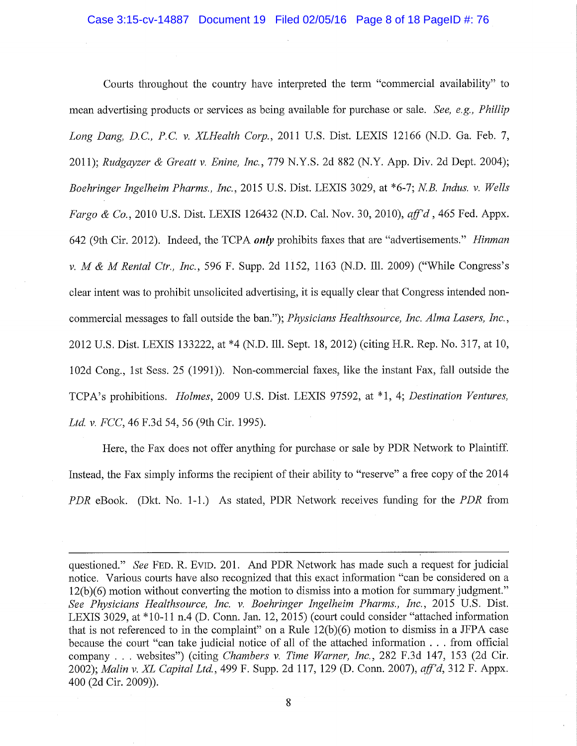Courts throughout the country have interpreted the term "commercial availability" to mean advertising products or services as being available for purchase or sale. *See, e.g., Phillip Long Dang, D.C., P.C. v. XLHealth Corp.*, 2011 U.S. Dist. LEXIS 12166 (N.D. Ga. Feb. 7, 2011); *Rudgayzer & Greatt v. Enine, Inc.*, 779 N.Y.S. 2d 882 (N.Y. App. Div. 2d Dept. 2004); *Boehringer Ingelheim Pharms., Inc.*, 2015 U.S. Dist. LEXIS 3029, at *6-7; *N.B. Indus. v. Wells Fargo & Co.*, 2010 U.S. Dist. LEXIS 126432 (N.D. Cal. Nov. 30, 2010), *aff'd* , 465 Fed. Appx. 642 (9th Cir. 2012). Indeed, the TCPA ***only*** prohibits faxes that are "advertisements." *Hinman v. M & M Rental Ctr., Inc.*, 596 F. Supp. 2d 1152, 1163 (N.D. Ill. 2009) ("While Congress's clear intent was to prohibit unsolicited advertising, it is equally clear that Congress intended non-commercial messages to fall outside the ban."); *Physicians Healthsource, Inc. Alma Lasers, Inc.*, 2012 U.S. Dist. LEXIS 133222, at *4 (N.D. Ill. Sept. 18, 2012) (citing H.R. Rep. No. 317, at 10, 102d Cong., 1st Sess. 25 (1991)). Non-commercial faxes, like the instant Fax, fall outside the TCPA's prohibitions. *Holmes*, 2009 U.S. Dist. LEXIS 97592, at *1, 4; *Destination Ventures, Ltd. v. FCC*, 46 F.3d 54, 56 (9th Cir. 1995).

Here, the Fax does not offer anything for purchase or sale by PDR Network to Plaintiff. Instead, the Fax simply informs the recipient of their ability to "reserve" a free copy of the 2014 *PDR* eBook. (Dkt. No. 1-1.) As stated, PDR Network receives funding for the *PDR* from

---

questioned." *See* FED. R. EVID. 201. And PDR Network has made such a request for judicial notice. Various courts have also recognized that this exact information "can be considered on a 12(b)(6) motion without converting the motion to dismiss into a motion for summary judgment." *See Physicians Healthsource, Inc. v. Boehringer Ingelheim Pharms., Inc.*, 2015 U.S. Dist. LEXIS 3029, at *10-11 n.4 (D. Conn. Jan. 12, 2015) (court could consider "attached information that is not referenced to in the complaint" on a Rule 12(b)(6) motion to dismiss in a JFPA case because the court "can take judicial notice of all of the attached information . . . from official company . . . websites") (citing *Chambers v. Time Warner, Inc.*, 282 F.3d 147, 153 (2d Cir. 2002); *Malin v. XL Capital Ltd.*, 499 F. Supp. 2d 117, 129 (D. Conn. 2007), *aff'd*, 312 F. Appx. 400 (2d Cir. 2009)).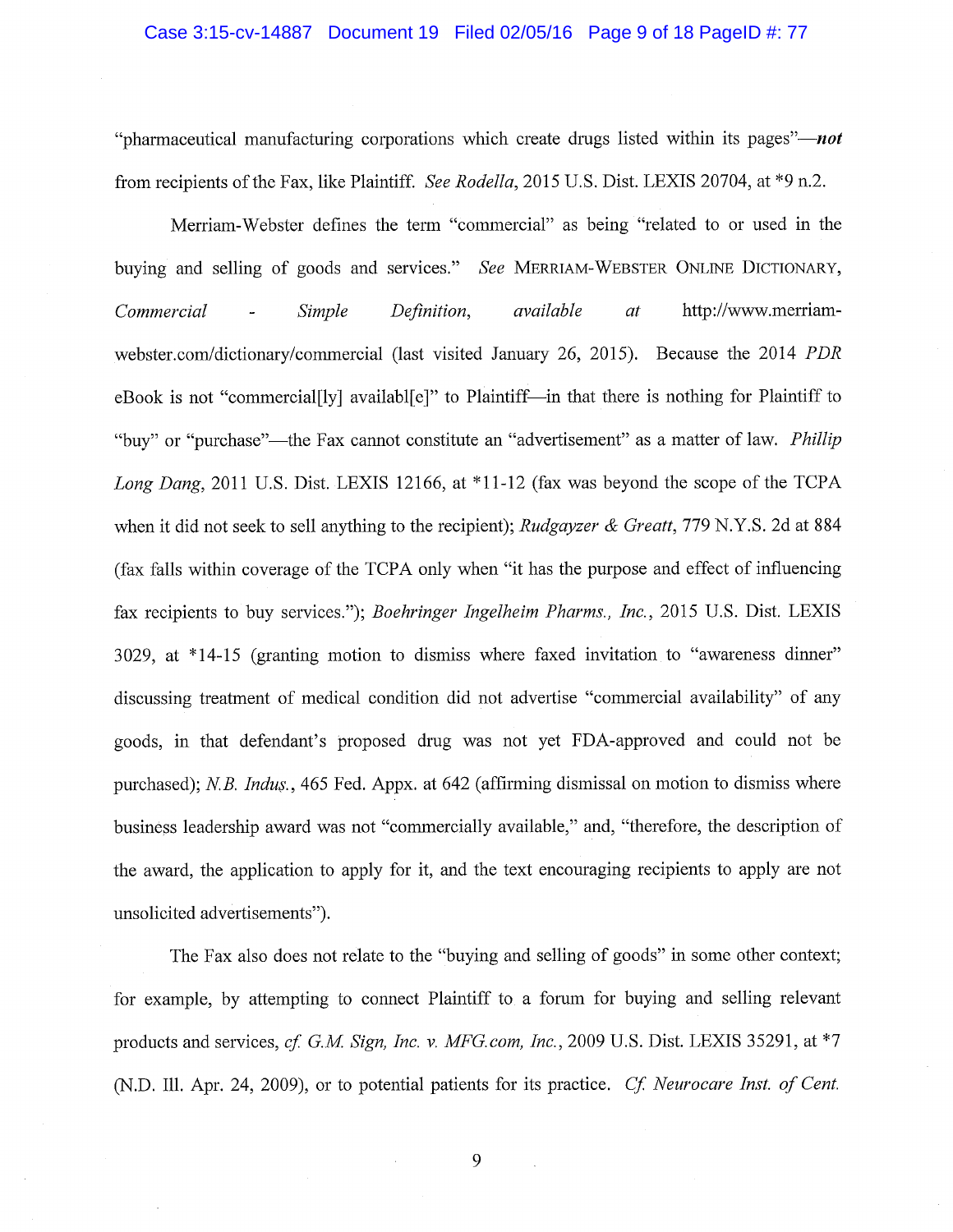"pharmaceutical manufacturing corporations which create drugs listed within its pages"—***not*** from recipients of the Fax, like Plaintiff. *See Rodella*, 2015 U.S. Dist. LEXIS 20704, at *9 n.2.

Merriam-Webster defines the term "commercial" as being "related to or used in the buying and selling of goods and services." *See* MERRIAM-WEBSTER ONLINE DICTIONARY, *Commercial - Simple Definition*, *available at* http://www.merriam-webster.com/dictionary/commercial (last visited January 26, 2015). Because the 2014 *PDR* eBook is not "commercial[ly] availabl[e]" to Plaintiff—in that there is nothing for Plaintiff to "buy" or "purchase"—the Fax cannot constitute an "advertisement" as a matter of law. *Phillip Long Dang*, 2011 U.S. Dist. LEXIS 12166, at *11-12 (fax was beyond the scope of the TCPA when it did not seek to sell anything to the recipient); *Rudgayzer & Greatt*, 779 N.Y.S. 2d at 884 (fax falls within coverage of the TCPA only when "it has the purpose and effect of influencing fax recipients to buy services."); *Boehringer Ingelheim Pharms., Inc.*, 2015 U.S. Dist. LEXIS 3029, at *14-15 (granting motion to dismiss where faxed invitation to "awareness dinner" discussing treatment of medical condition did not advertise "commercial availability" of any goods, in that defendant's proposed drug was not yet FDA-approved and could not be purchased); *N.B. Indus.*, 465 Fed. Appx. at 642 (affirming dismissal on motion to dismiss where business leadership award was not "commercially available," and, "therefore, the description of the award, the application to apply for it, and the text encouraging recipients to apply are not unsolicited advertisements").

The Fax also does not relate to the "buying and selling of goods" in some other context; for example, by attempting to connect Plaintiff to a forum for buying and selling relevant products and services, *cf. G.M. Sign, Inc. v. MFG.com, Inc.*, 2009 U.S. Dist. LEXIS 35291, at *7 (N.D. Ill. Apr. 24, 2009), or to potential patients for its practice. *Cf. Neurocare Inst. of Cent.*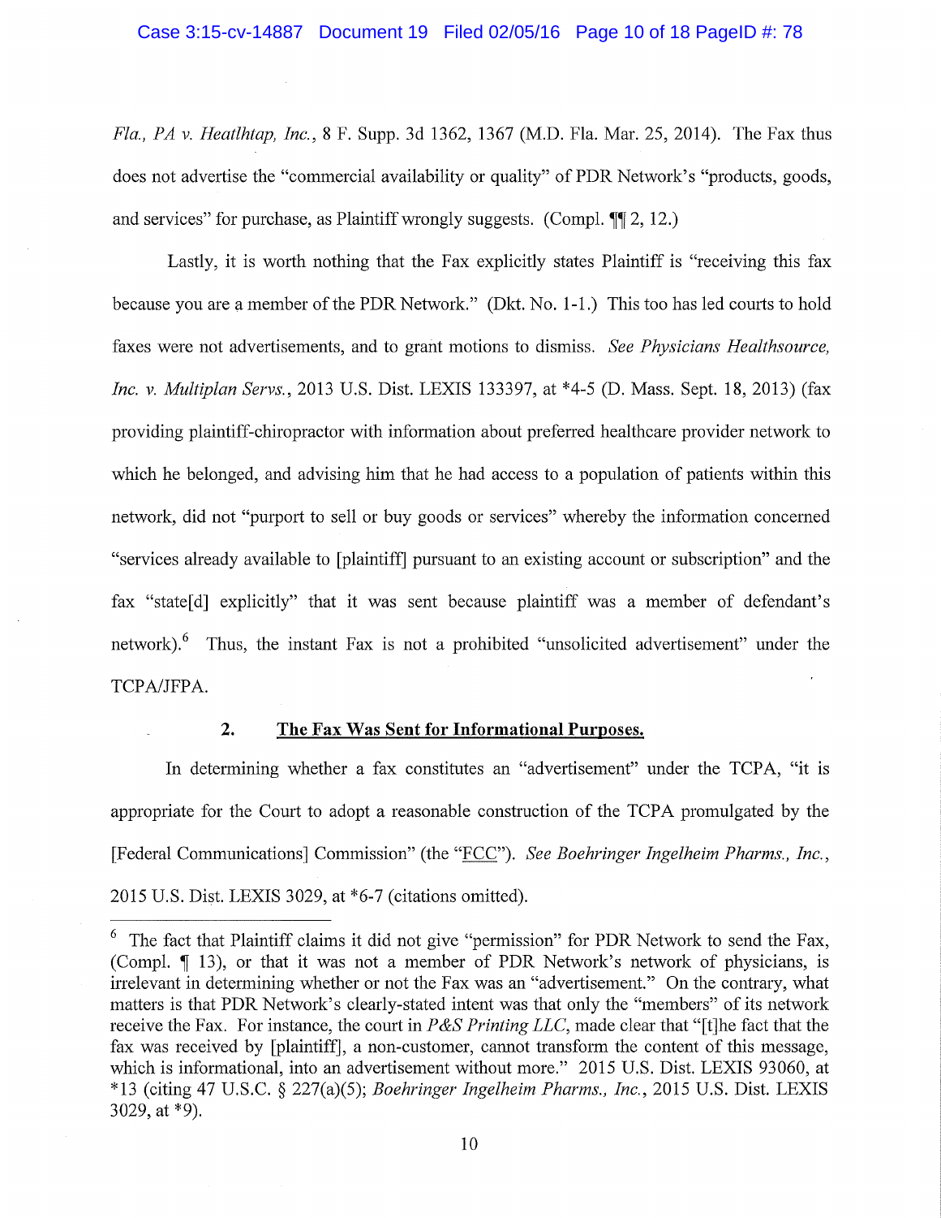*Fla., PA v. Heatlhtap, Inc.*, 8 F. Supp. 3d 1362, 1367 (M.D. Fla. Mar. 25, 2014). The Fax thus does not advertise the "commercial availability or quality" of PDR Network's "products, goods, and services" for purchase, as Plaintiff wrongly suggests. (Compl. ¶¶ 2, 12.)

Lastly, it is worth nothing that the Fax explicitly states Plaintiff is "receiving this fax because you are a member of the PDR Network." (Dkt. No. 1-1.) This too has led courts to hold faxes were not advertisements, and to grant motions to dismiss. *See Physicians Healthsource, Inc. v. Multiplan Servs.*, 2013 U.S. Dist. LEXIS 133397, at *4-5 (D. Mass. Sept. 18, 2013) (fax providing plaintiff-chiropractor with information about preferred healthcare provider network to which he belonged, and advising him that he had access to a population of patients within this network, did not "purport to sell or buy goods or services" whereby the information concerned "services already available to [plaintiff] pursuant to an existing account or subscription" and the fax "state[d] explicitly" that it was sent because plaintiff was a member of defendant's network).[6] Thus, the instant Fax is not a prohibited "unsolicited advertisement" under the TCPA/JFPA.

### 2. The Fax Was Sent for Informational Purposes.

In determining whether a fax constitutes an "advertisement" under the TCPA, "it is appropriate for the Court to adopt a reasonable construction of the TCPA promulgated by the [Federal Communications] Commission" (the "FCC"). *See Boehringer Ingelheim Pharms., Inc.*, 2015 U.S. Dist. LEXIS 3029, at *6-7 (citations omitted).

---

[6] The fact that Plaintiff claims it did not give "permission" for PDR Network to send the Fax, (Compl. ¶ 13), or that it was not a member of PDR Network's network of physicians, is irrelevant in determining whether or not the Fax was an "advertisement." On the contrary, what matters is that PDR Network's clearly-stated intent was that only the "members" of its network receive the Fax. For instance, the court in *P&S Printing LLC*, made clear that "[t]he fact that the fax was received by [plaintiff], a non-customer, cannot transform the content of this message, which is informational, into an advertisement without more." 2015 U.S. Dist. LEXIS 93060, at *13 (citing 47 U.S.C. § 227(a)(5); *Boehringer Ingelheim Pharms., Inc.*, 2015 U.S. Dist. LEXIS 3029, at *9).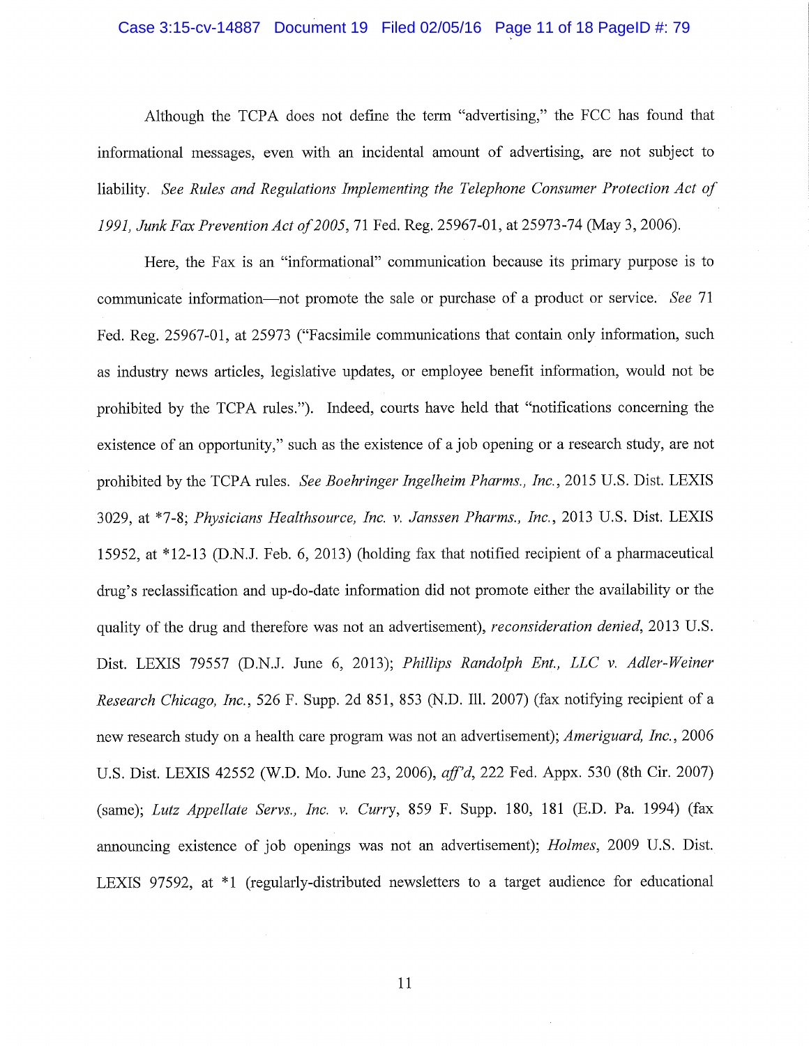Although the TCPA does not define the term "advertising," the FCC has found that informational messages, even with an incidental amount of advertising, are not subject to liability. *See Rules and Regulations Implementing the Telephone Consumer Protection Act of 1991, Junk Fax Prevention Act of 2005*, 71 Fed. Reg. 25967-01, at 25973-74 (May 3, 2006).

Here, the Fax is an "informational" communication because its primary purpose is to communicate information—not promote the sale or purchase of a product or service. *See* 71 Fed. Reg. 25967-01, at 25973 ("Facsimile communications that contain only information, such as industry news articles, legislative updates, or employee benefit information, would not be prohibited by the TCPA rules."). Indeed, courts have held that "notifications concerning the existence of an opportunity," such as the existence of a job opening or a research study, are not prohibited by the TCPA rules. *See Boehringer Ingelheim Pharms., Inc.*, 2015 U.S. Dist. LEXIS 3029, at *7-8; *Physicians Healthsource, Inc. v. Janssen Pharms., Inc.*, 2013 U.S. Dist. LEXIS 15952, at *12-13 (D.N.J. Feb. 6, 2013) (holding fax that notified recipient of a pharmaceutical drug's reclassification and up-do-date information did not promote either the availability or the quality of the drug and therefore was not an advertisement), *reconsideration denied*, 2013 U.S. Dist. LEXIS 79557 (D.N.J. June 6, 2013); *Phillips Randolph Ent., LLC v. Adler-Weiner Research Chicago, Inc.*, 526 F. Supp. 2d 851, 853 (N.D. Ill. 2007) (fax notifying recipient of a new research study on a health care program was not an advertisement); *Ameriguard, Inc.*, 2006 U.S. Dist. LEXIS 42552 (W.D. Mo. June 23, 2006), *aff'd*, 222 Fed. Appx. 530 (8th Cir. 2007) (same); *Lutz Appellate Servs., Inc. v. Curry*, 859 F. Supp. 180, 181 (E.D. Pa. 1994) (fax announcing existence of job openings was not an advertisement); *Holmes*, 2009 U.S. Dist. LEXIS 97592, at *1 (regularly-distributed newsletters to a target audience for educational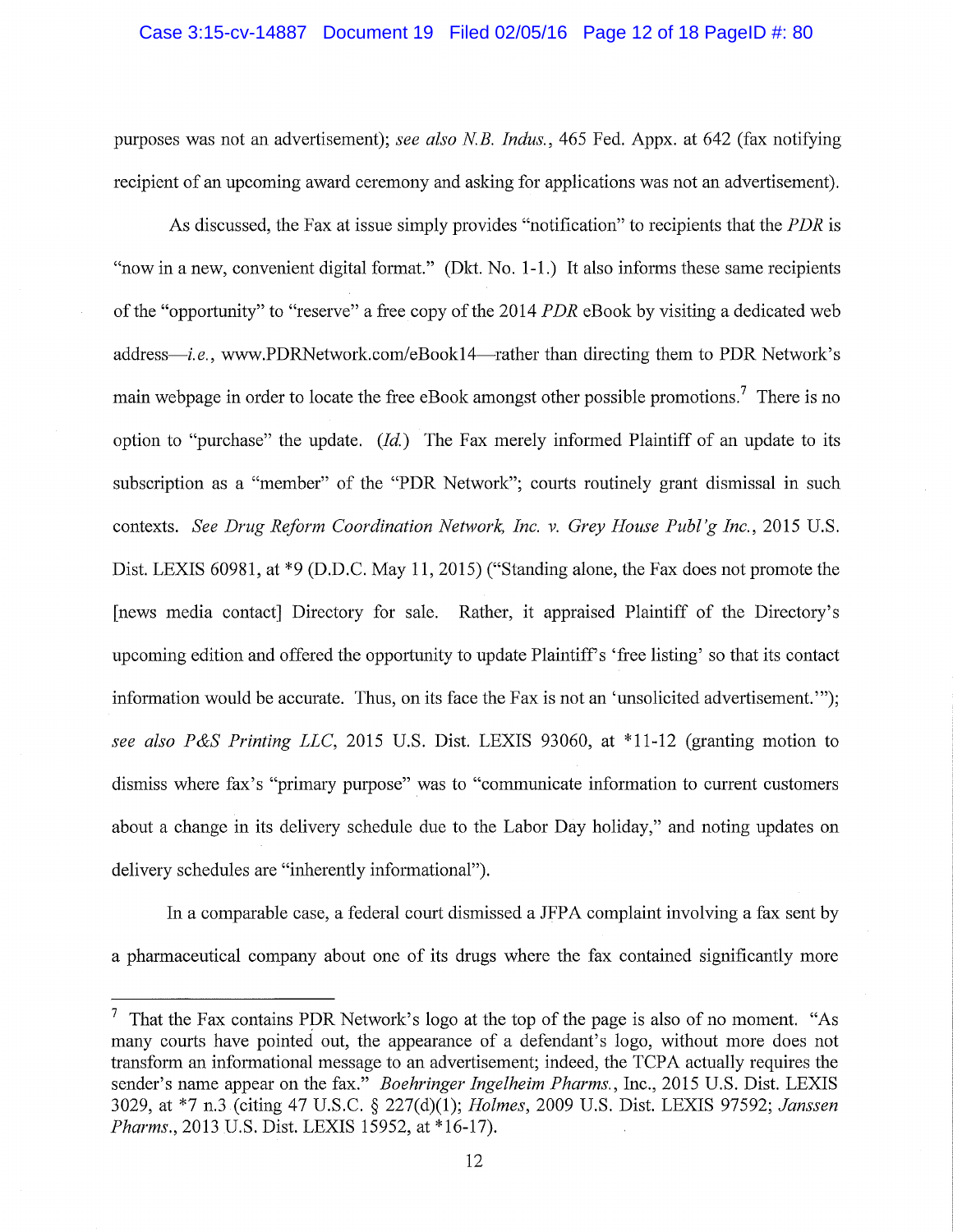purposes was not an advertisement); *see also N.B. Indus.*, 465 Fed. Appx. at 642 (fax notifying recipient of an upcoming award ceremony and asking for applications was not an advertisement).

As discussed, the Fax at issue simply provides "notification" to recipients that the *PDR* is "now in a new, convenient digital format." (Dkt. No. 1-1.) It also informs these same recipients of the "opportunity" to "reserve" a free copy of the 2014 *PDR* eBook by visiting a dedicated web address—*i.e.*, www.PDRNetwork.com/eBook14—rather than directing them to PDR Network's main webpage in order to locate the free eBook amongst other possible promotions.[7] There is no option to "purchase" the update. (*Id.*) The Fax merely informed Plaintiff of an update to its subscription as a "member" of the "PDR Network"; courts routinely grant dismissal in such contexts. *See Drug Reform Coordination Network, Inc. v. Grey House Publ'g Inc.*, 2015 U.S. Dist. LEXIS 60981, at *9 (D.D.C. May 11, 2015) ("Standing alone, the Fax does not promote the [news media contact] Directory for sale. Rather, it appraised Plaintiff of the Directory's upcoming edition and offered the opportunity to update Plaintiff's 'free listing' so that its contact information would be accurate. Thus, on its face the Fax is not an 'unsolicited advertisement.'"); *see also P&S Printing LLC*, 2015 U.S. Dist. LEXIS 93060, at *11-12 (granting motion to dismiss where fax's "primary purpose" was to "communicate information to current customers about a change in its delivery schedule due to the Labor Day holiday," and noting updates on delivery schedules are "inherently informational").

In a comparable case, a federal court dismissed a JFPA complaint involving a fax sent by a pharmaceutical company about one of its drugs where the fax contained significantly more

[7] That the Fax contains PDR Network's logo at the top of the page is also of no moment. "As many courts have pointed out, the appearance of a defendant's logo, without more does not transform an informational message to an advertisement; indeed, the TCPA actually requires the sender's name appear on the fax." *Boehringer Ingelheim Pharms.*, Inc., 2015 U.S. Dist. LEXIS 3029, at *7 n.3 (citing 47 U.S.C. § 227(d)(1); *Holmes*, 2009 U.S. Dist. LEXIS 97592; *Janssen Pharms.*, 2013 U.S. Dist. LEXIS 15952, at *16-17).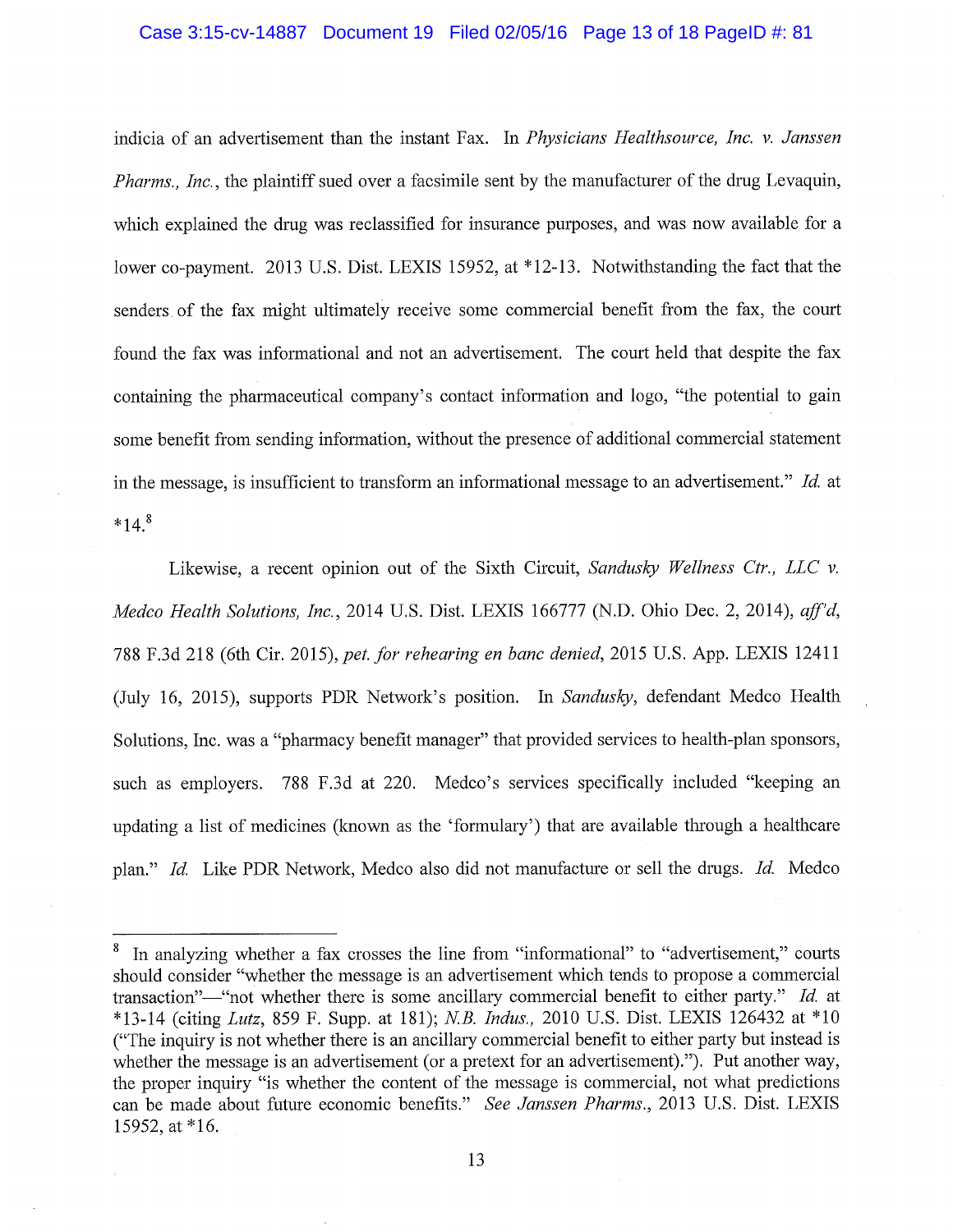indicia of an advertisement than the instant Fax. In *Physicians Healthsource, Inc. v. Janssen Pharms., Inc.*, the plaintiff sued over a facsimile sent by the manufacturer of the drug Levaquin, which explained the drug was reclassified for insurance purposes, and was now available for a lower co-payment. 2013 U.S. Dist. LEXIS 15952, at *12-13. Notwithstanding the fact that the senders of the fax might ultimately receive some commercial benefit from the fax, the court found the fax was informational and not an advertisement. The court held that despite the fax containing the pharmaceutical company's contact information and logo, "the potential to gain some benefit from sending information, without the presence of additional commercial statement in the message, is insufficient to transform an informational message to an advertisement." *Id.* at *14.[8]

Likewise, a recent opinion out of the Sixth Circuit, *Sandusky Wellness Ctr., LLC v. Medco Health Solutions, Inc.*, 2014 U.S. Dist. LEXIS 166777 (N.D. Ohio Dec. 2, 2014), *aff'd*, 788 F.3d 218 (6th Cir. 2015), *pet. for rehearing en banc denied*, 2015 U.S. App. LEXIS 12411 (July 16, 2015), supports PDR Network's position. In *Sandusky*, defendant Medco Health Solutions, Inc. was a "pharmacy benefit manager" that provided services to health-plan sponsors, such as employers. 788 F.3d at 220. Medco's services specifically included "keeping an updating a list of medicines (known as the 'formulary') that are available through a healthcare plan." *Id.* Like PDR Network, Medco also did not manufacture or sell the drugs. *Id.* Medco

---

[8] In analyzing whether a fax crosses the line from "informational" to "advertisement," courts should consider "whether the message is an advertisement which tends to propose a commercial transaction"—"not whether there is some ancillary commercial benefit to either party." *Id.* at *13-14 (citing *Lutz*, 859 F. Supp. at 181); *N.B. Indus.*, 2010 U.S. Dist. LEXIS 126432 at *10 ("The inquiry is not whether there is an ancillary commercial benefit to either party but instead is whether the message is an advertisement (or a pretext for an advertisement)."). Put another way, the proper inquiry "is whether the content of the message is commercial, not what predictions can be made about future economic benefits." *See Janssen Pharms.*, 2013 U.S. Dist. LEXIS 15952, at *16.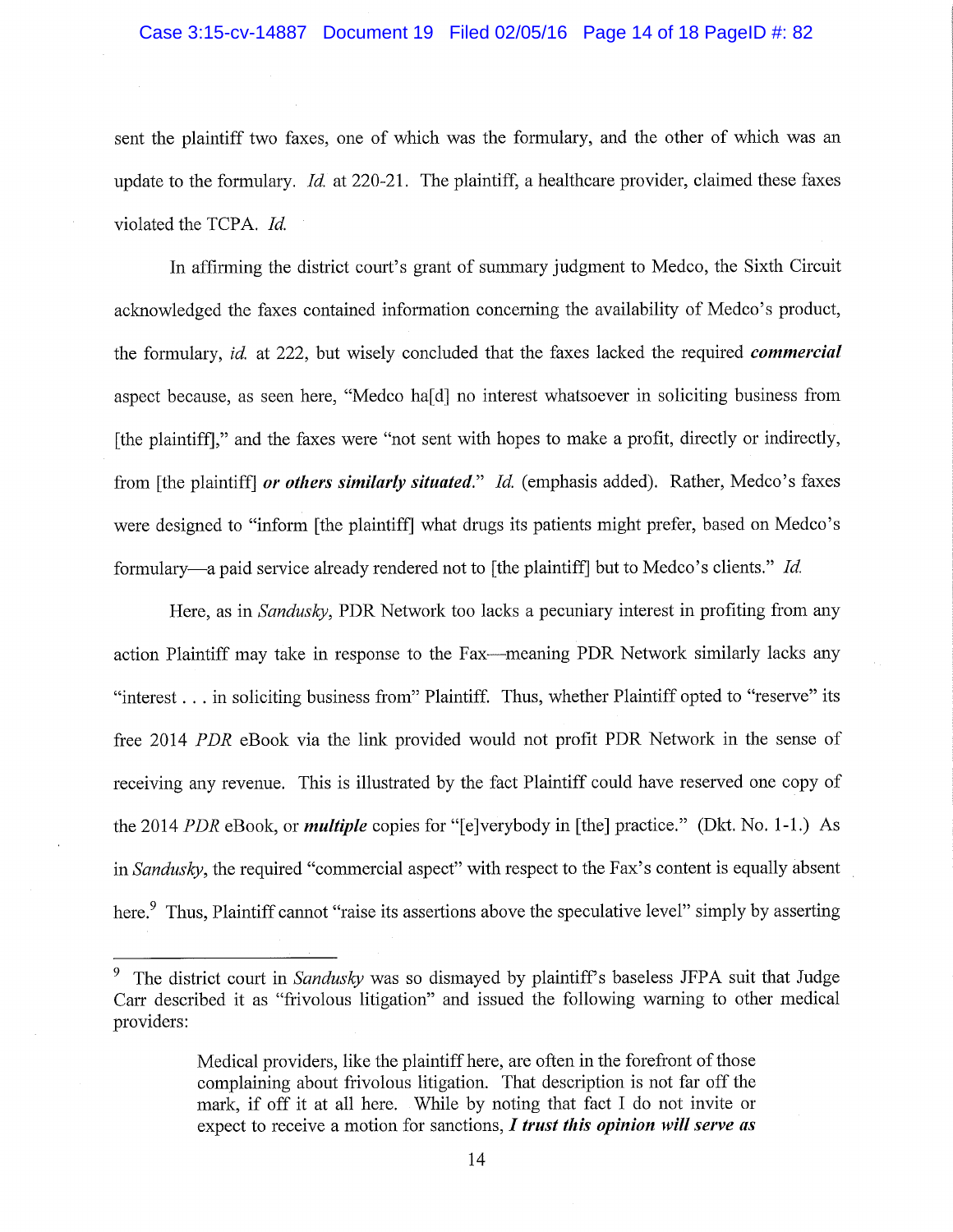sent the plaintiff two faxes, one of which was the formulary, and the other of which was an update to the formulary. *Id.* at 220-21. The plaintiff, a healthcare provider, claimed these faxes violated the TCPA. *Id.*

In affirming the district court's grant of summary judgment to Medco, the Sixth Circuit acknowledged the faxes contained information concerning the availability of Medco's product, the formulary, *id.* at 222, but wisely concluded that the faxes lacked the required ***commercial*** aspect because, as seen here, "Medco ha[d] no interest whatsoever in soliciting business from [the plaintiff]," and the faxes were "not sent with hopes to make a profit, directly or indirectly, from [the plaintiff] ***or others similarly situated.***" *Id.* (emphasis added). Rather, Medco's faxes were designed to "inform [the plaintiff] what drugs its patients might prefer, based on Medco's formulary—a paid service already rendered not to [the plaintiff] but to Medco's clients." *Id.*

Here, as in *Sandusky*, PDR Network too lacks a pecuniary interest in profiting from any action Plaintiff may take in response to the Fax—meaning PDR Network similarly lacks any "interest . . . in soliciting business from" Plaintiff. Thus, whether Plaintiff opted to "reserve" its free 2014 *PDR* eBook via the link provided would not profit PDR Network in the sense of receiving any revenue. This is illustrated by the fact Plaintiff could have reserved one copy of the 2014 *PDR* eBook, or ***multiple*** copies for "[e]verybody in [the] practice." (Dkt. No. 1-1.) As in *Sandusky*, the required "commercial aspect" with respect to the Fax's content is equally absent here.[9] Thus, Plaintiff cannot "raise its assertions above the speculative level" simply by asserting

---

[9] The district court in *Sandusky* was so dismayed by plaintiff's baseless JFPA suit that Judge Carr described it as "frivolous litigation" and issued the following warning to other medical providers:

> Medical providers, like the plaintiff here, are often in the forefront of those complaining about frivolous litigation. That description is not far off the mark, if off it at all here. While by noting that fact I do not invite or expect to receive a motion for sanctions, ***I trust this opinion will serve as***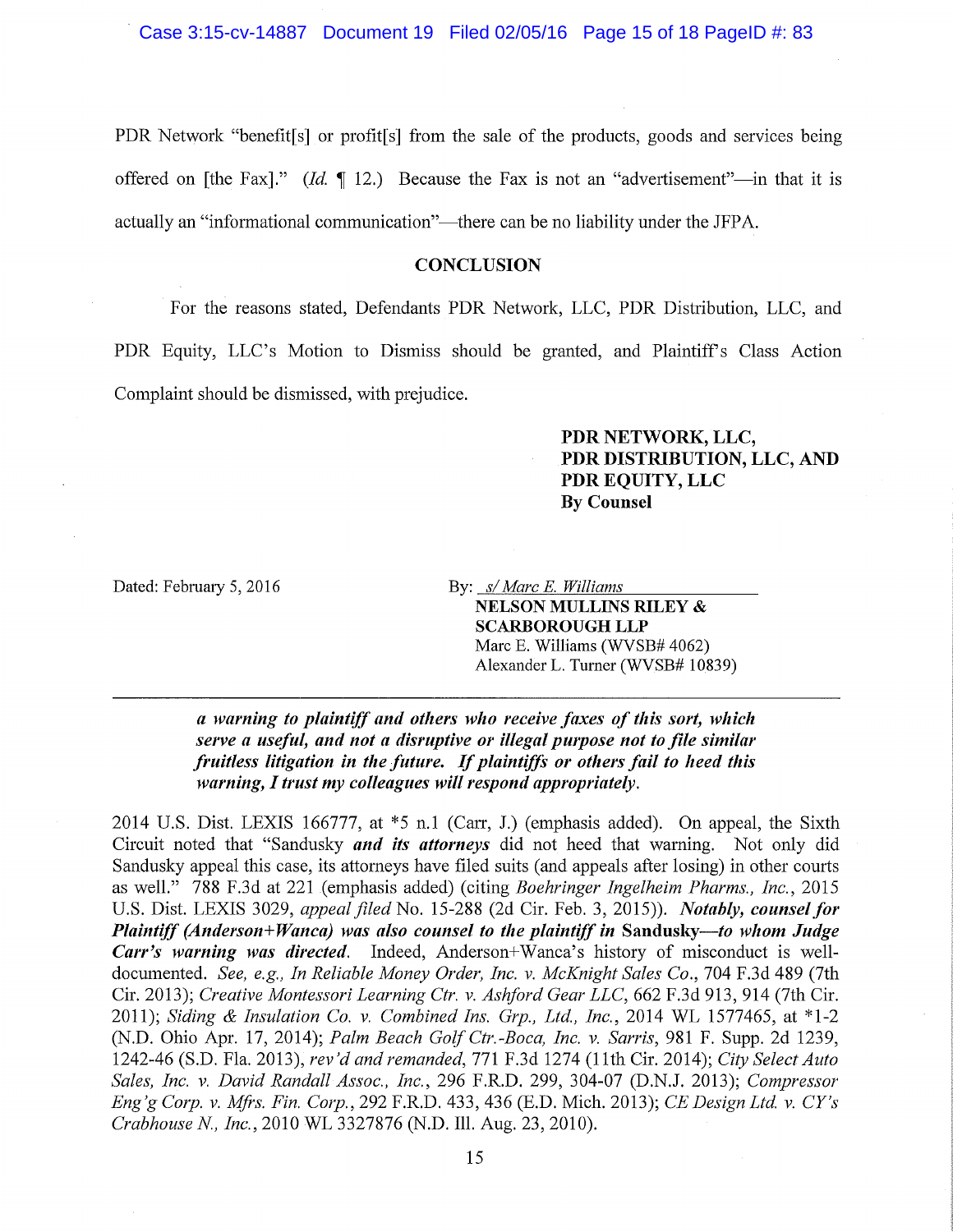PDR Network "benefit[s] or profit[s] from the sale of the products, goods and services being offered on [the Fax]." (*Id.* ¶ 12.) Because the Fax is not an "advertisement"—in that it is actually an "informational communication"—there can be no liability under the JFPA.

## CONCLUSION

For the reasons stated, Defendants PDR Network, LLC, PDR Distribution, LLC, and PDR Equity, LLC's Motion to Dismiss should be granted, and Plaintiff's Class Action Complaint should be dismissed, with prejudice.

**PDR NETWORK, LLC,**
**PDR DISTRIBUTION, LLC, AND**
**PDR EQUITY, LLC**
**By Counsel**

Dated: February 5, 2016

By: *s/ Marc E. Williams*
**NELSON MULLINS RILEY & SCARBOROUGH LLP**
Marc E. Williams (WVSB# 4062)
Alexander L. Turner (WVSB# 10839)

---

> ***a warning to plaintiff and others who receive faxes of this sort, which serve a useful, and not a disruptive or illegal purpose not to file similar fruitless litigation in the future. If plaintiffs or others fail to heed this warning, I trust my colleagues will respond appropriately.***

2014 U.S. Dist. LEXIS 166777, at *5 n.1 (Carr, J.) (emphasis added). On appeal, the Sixth Circuit noted that "Sandusky ***and its attorneys*** did not heed that warning. Not only did Sandusky appeal this case, its attorneys have filed suits (and appeals after losing) in other courts as well." 788 F.3d at 221 (emphasis added) (citing *Boehringer Ingelheim Pharms., Inc.*, 2015 U.S. Dist. LEXIS 3029, *appeal filed* No. 15-288 (2d Cir. Feb. 3, 2015)). ***Notably, counsel for Plaintiff (Anderson+Wanca) was also counsel to the plaintiff in* Sandusky*—to whom Judge Carr's warning was directed.*** Indeed, Anderson+Wanca's history of misconduct is well-documented. *See, e.g., In Reliable Money Order, Inc. v. McKnight Sales Co.*, 704 F.3d 489 (7th Cir. 2013); *Creative Montessori Learning Ctr. v. Ashford Gear LLC*, 662 F.3d 913, 914 (7th Cir. 2011); *Siding & Insulation Co. v. Combined Ins. Grp., Ltd., Inc.*, 2014 WL 1577465, at *1-2 (N.D. Ohio Apr. 17, 2014); *Palm Beach Golf Ctr.-Boca, Inc. v. Sarris*, 981 F. Supp. 2d 1239, 1242-46 (S.D. Fla. 2013), *rev'd and remanded*, 771 F.3d 1274 (11th Cir. 2014); *City Select Auto Sales, Inc. v. David Randall Assoc., Inc.*, 296 F.R.D. 299, 304-07 (D.N.J. 2013); *Compressor Eng'g Corp. v. Mfrs. Fin. Corp.*, 292 F.R.D. 433, 436 (E.D. Mich. 2013); *CE Design Ltd. v. CY's Crabhouse N., Inc.*, 2010 WL 3327876 (N.D. Ill. Aug. 23, 2010).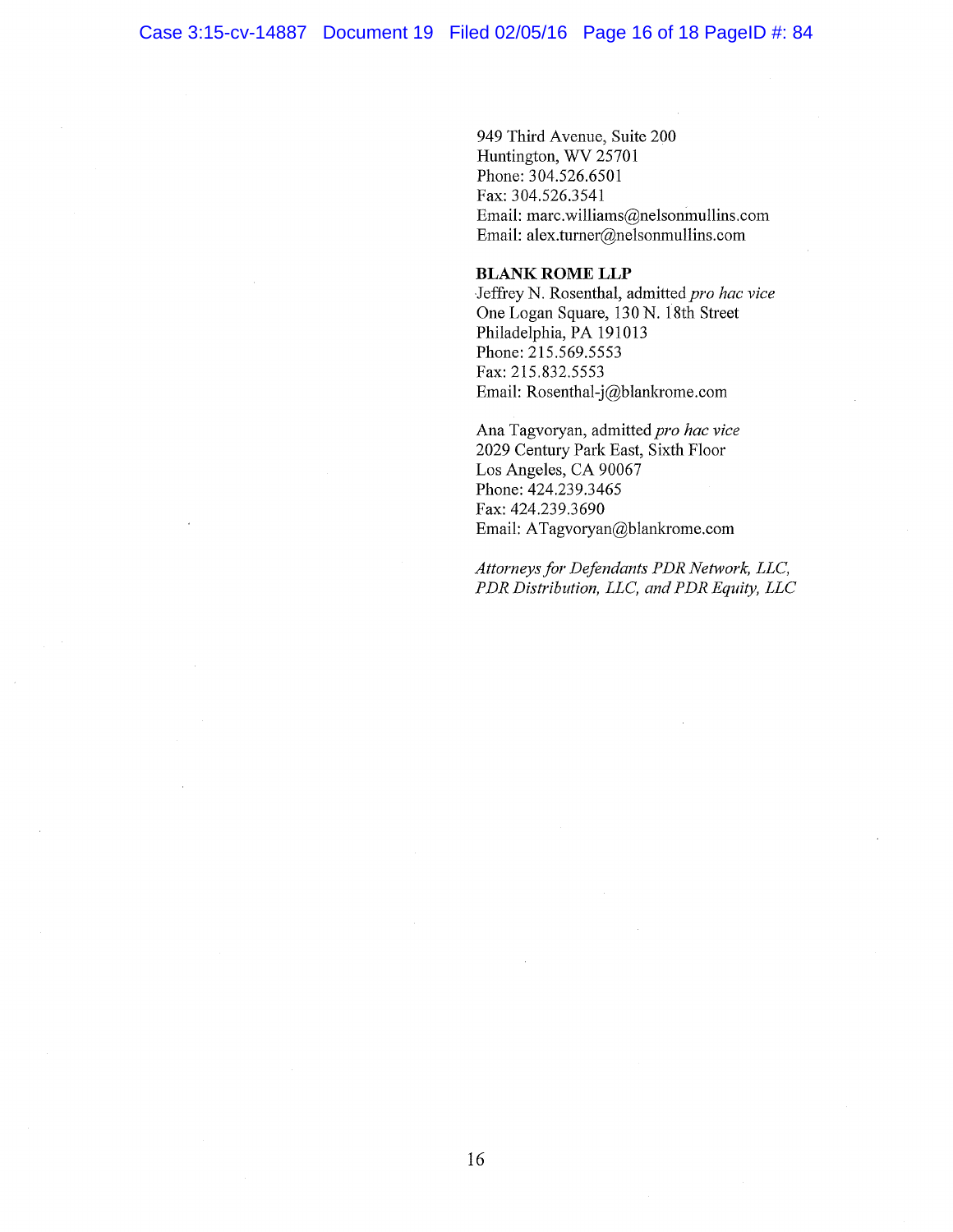949 Third Avenue, Suite 200
Huntington, WV 25701
Phone: 304.526.6501
Fax: 304.526.3541
Email: marc.williams@nelsonmullins.com
Email: alex.turner@nelsonmullins.com

**BLANK ROME LLP**
Jeffrey N. Rosenthal, admitted *pro hac vice*
One Logan Square, 130 N. 18th Street
Philadelphia, PA 191013
Phone: 215.569.5553
Fax: 215.832.5553
Email: Rosenthal-j@blankrome.com

Ana Tagvoryan, admitted *pro hac vice*
2029 Century Park East, Sixth Floor
Los Angeles, CA 90067
Phone: 424.239.3465
Fax: 424.239.3690
Email: ATagvoryan@blankrome.com

*Attorneys for Defendants PDR Network, LLC, PDR Distribution, LLC, and PDR Equity, LLC*